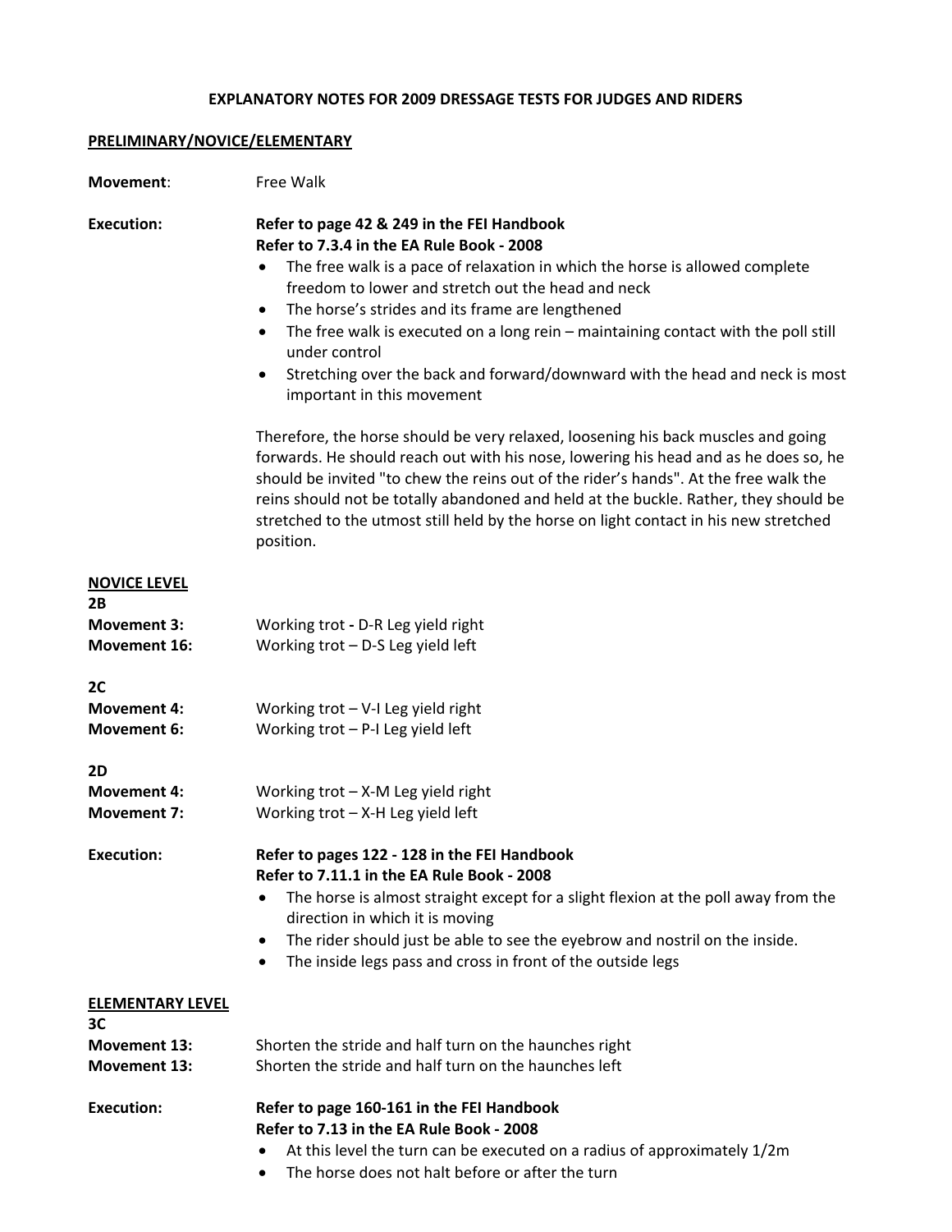# EXPLANATORY NOTES FOR 2009 DRESSAGE TESTS FOR JUDGES AND RIDERS

## PRELIMINARY/NOVICE/ELEMENTARY

**Movement**: Free Walk

**Execution:** **Refer to page 42 & 249 in the FEI Handbook**
**Refer to 7.3.4 in the EA Rule Book - 2008**

- The free walk is a pace of relaxation in which the horse is allowed complete freedom to lower and stretch out the head and neck
- The horse's strides and its frame are lengthened
- The free walk is executed on a long rein – maintaining contact with the poll still under control
- Stretching over the back and forward/downward with the head and neck is most important in this movement

Therefore, the horse should be very relaxed, loosening his back muscles and going forwards. He should reach out with his nose, lowering his head and as he does so, he should be invited "to chew the reins out of the rider's hands". At the free walk the reins should not be totally abandoned and held at the buckle. Rather, they should be stretched to the utmost still held by the horse on light contact in his new stretched position.

## NOVICE LEVEL

**2B**
**Movement 3:** Working trot **-** D-R Leg yield right
**Movement 16:** Working trot – D-S Leg yield left

**2C**
**Movement 4:** Working trot – V-I Leg yield right
**Movement 6:** Working trot – P-I Leg yield left

**2D**
**Movement 4:** Working trot – X-M Leg yield right
**Movement 7:** Working trot – X-H Leg yield left

**Execution:** **Refer to pages 122 - 128 in the FEI Handbook**
**Refer to 7.11.1 in the EA Rule Book - 2008**

- The horse is almost straight except for a slight flexion at the poll away from the direction in which it is moving
- The rider should just be able to see the eyebrow and nostril on the inside.
- The inside legs pass and cross in front of the outside legs

## ELEMENTARY LEVEL

**3C**
**Movement 13:** Shorten the stride and half turn on the haunches right
**Movement 13:** Shorten the stride and half turn on the haunches left

**Execution:** **Refer to page 160-161 in the FEI Handbook**
**Refer to 7.13 in the EA Rule Book - 2008**

- At this level the turn can be executed on a radius of approximately 1/2m
- The horse does not halt before or after the turn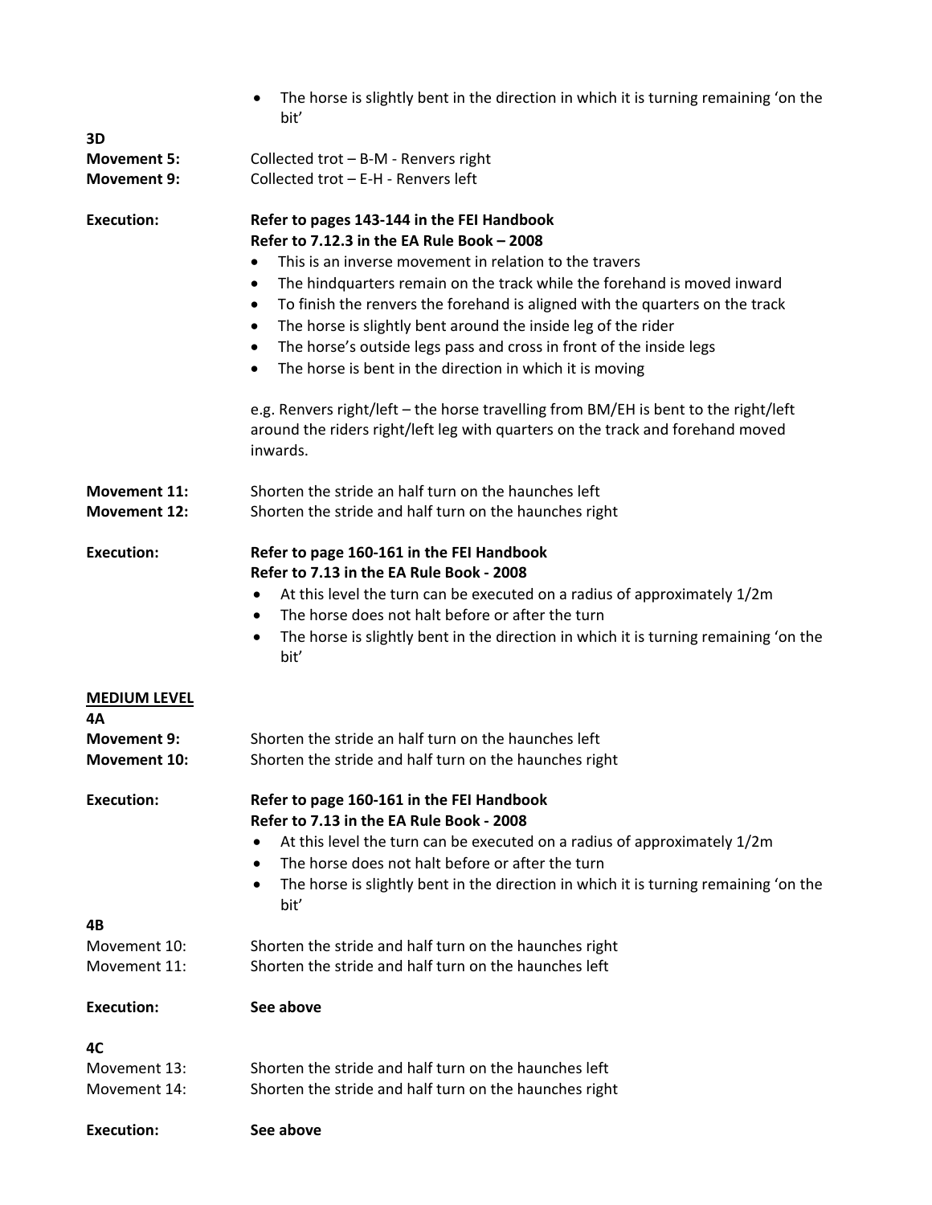- The horse is slightly bent in the direction in which it is turning remaining 'on the bit'

**3D**
**Movement 5:** Collected trot – B-M - Renvers right
**Movement 9:** Collected trot – E-H - Renvers left

**Execution:** **Refer to pages 143-144 in the FEI Handbook**
**Refer to 7.12.3 in the EA Rule Book – 2008**

- This is an inverse movement in relation to the travers
- The hindquarters remain on the track while the forehand is moved inward
- To finish the renvers the forehand is aligned with the quarters on the track
- The horse is slightly bent around the inside leg of the rider
- The horse's outside legs pass and cross in front of the inside legs
- The horse is bent in the direction in which it is moving

e.g. Renvers right/left – the horse travelling from BM/EH is bent to the right/left around the riders right/left leg with quarters on the track and forehand moved inwards.

**Movement 11:** Shorten the stride an half turn on the haunches left
**Movement 12:** Shorten the stride and half turn on the haunches right

**Execution:** **Refer to page 160-161 in the FEI Handbook**
**Refer to 7.13 in the EA Rule Book - 2008**

- At this level the turn can be executed on a radius of approximately 1/2m
- The horse does not halt before or after the turn
- The horse is slightly bent in the direction in which it is turning remaining 'on the bit'

**<u>MEDIUM LEVEL</u>**

**4A**
**Movement 9:** Shorten the stride an half turn on the haunches left
**Movement 10:** Shorten the stride and half turn on the haunches right

**Execution:** **Refer to page 160-161 in the FEI Handbook**
**Refer to 7.13 in the EA Rule Book - 2008**

- At this level the turn can be executed on a radius of approximately 1/2m
- The horse does not halt before or after the turn
- The horse is slightly bent in the direction in which it is turning remaining 'on the bit'

**4B**
Movement 10: Shorten the stride and half turn on the haunches right
Movement 11: Shorten the stride and half turn on the haunches left

**Execution:** **See above**

**4C**
Movement 13: Shorten the stride and half turn on the haunches left
Movement 14: Shorten the stride and half turn on the haunches right

**Execution:** **See above**